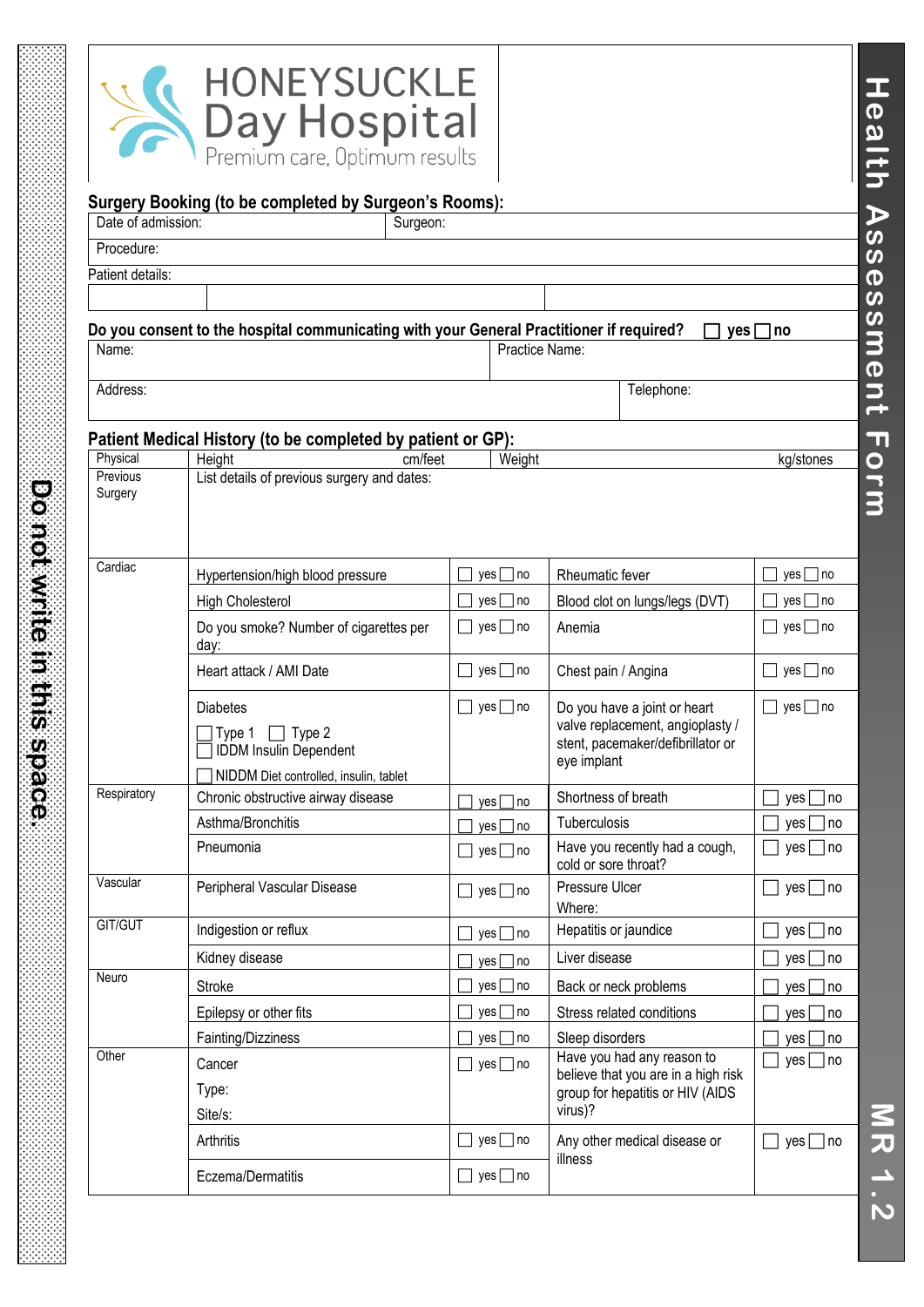# HONEYSUCKLE Day Hospital

Premium care, Optimum results

**Health Assessment Form**

**MR 1.2**

Do not write in this space.

## Surgery Booking (to be completed by Surgeon's Rooms):

| Date of admission: | Surgeon: |
|---|---|
| Procedure: | |
| Patient details: | |

**Do you consent to the hospital communicating with your General Practitioner if required?** ☐ yes ☐ no

| Name: | Practice Name: |
|---|---|
| Address: | Telephone: |

## Patient Medical History (to be completed by patient or GP):

| Physical | Height cm/feet | | Weight kg/stones | |
|---|---|---|---|---|
| Previous Surgery | List details of previous surgery and dates: | | | |
| Cardiac | Hypertension/high blood pressure | ☐ yes ☐ no | Rheumatic fever | ☐ yes ☐ no |
| | High Cholesterol | ☐ yes ☐ no | Blood clot on lungs/legs (DVT) | ☐ yes ☐ no |
| | Do you smoke? Number of cigarettes per day: | ☐ yes ☐ no | Anemia | ☐ yes ☐ no |
| | Heart attack / AMI Date | ☐ yes ☐ no | Chest pain / Angina | ☐ yes ☐ no |
| | Diabetes ☐ Type 1 ☐ Type 2 ☐ IDDM Insulin Dependent ☐ NIDDM Diet controlled, insulin, tablet | ☐ yes ☐ no | Do you have a joint or heart valve replacement, angioplasty / stent, pacemaker/defibrillator or eye implant | ☐ yes ☐ no |
| Respiratory | Chronic obstructive airway disease | ☐ yes ☐ no | Shortness of breath | ☐ yes ☐ no |
| | Asthma/Bronchitis | ☐ yes ☐ no | Tuberculosis | ☐ yes ☐ no |
| | Pneumonia | ☐ yes ☐ no | Have you recently had a cough, cold or sore throat? | ☐ yes ☐ no |
| Vascular | Peripheral Vascular Disease | ☐ yes ☐ no | Pressure Ulcer Where: | ☐ yes ☐ no |
| GIT/GUT | Indigestion or reflux | ☐ yes ☐ no | Hepatitis or jaundice | ☐ yes ☐ no |
| | Kidney disease | ☐ yes ☐ no | Liver disease | ☐ yes ☐ no |
| Neuro | Stroke | ☐ yes ☐ no | Back or neck problems | ☐ yes ☐ no |
| | Epilepsy or other fits | ☐ yes ☐ no | Stress related conditions | ☐ yes ☐ no |
| | Fainting/Dizziness | ☐ yes ☐ no | Sleep disorders | ☐ yes ☐ no |
| Other | Cancer Type: Site/s: | ☐ yes ☐ no | Have you had any reason to believe that you are in a high risk group for hepatitis or HIV (AIDS virus)? | ☐ yes ☐ no |
| | Arthritis | ☐ yes ☐ no | Any other medical disease or illness | ☐ yes ☐ no |
| | Eczema/Dermatitis | ☐ yes ☐ no | | |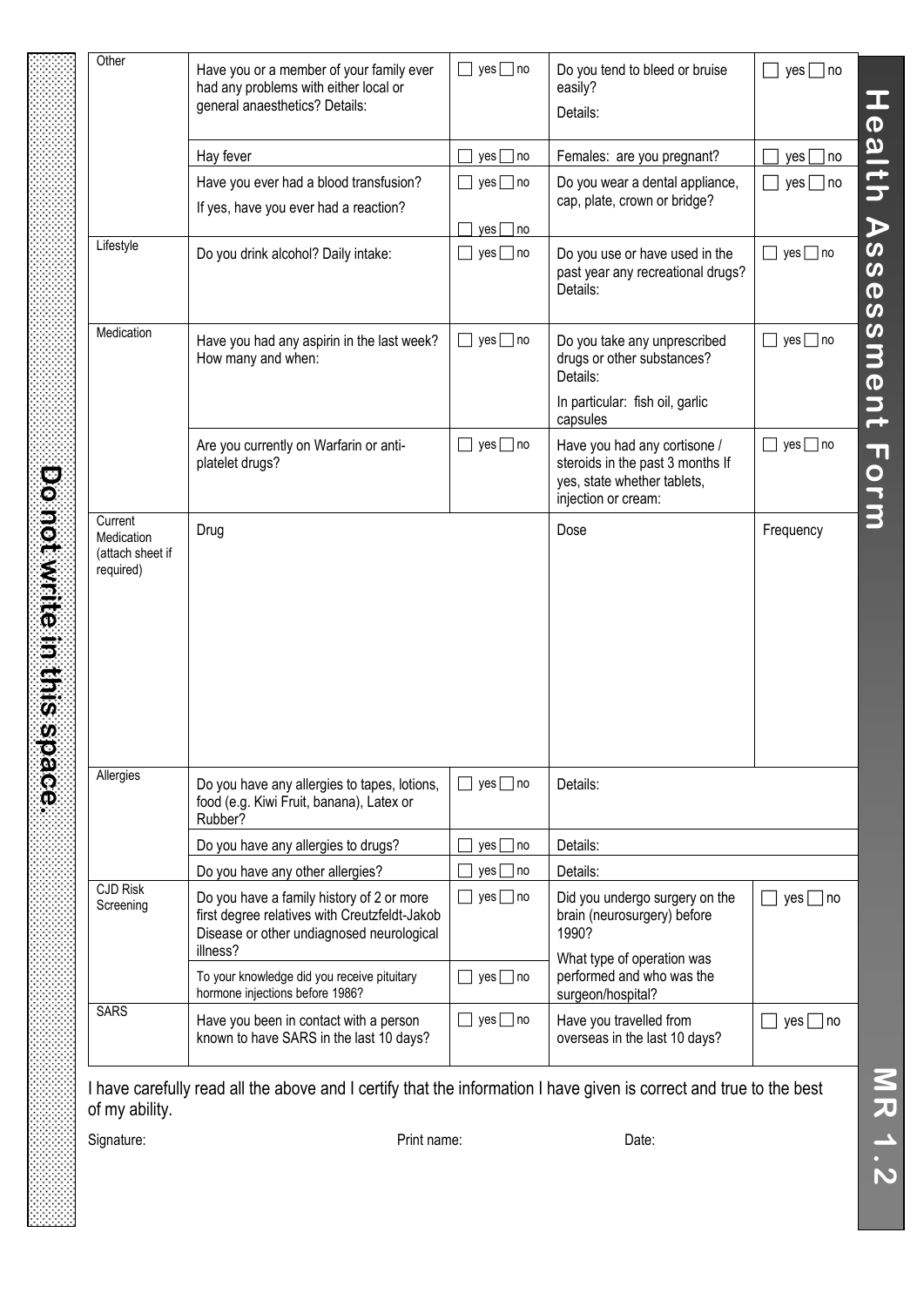| | | | | |
|---|---|---|---|---|
| Other | Have you or a member of your family ever had any problems with either local or general anaesthetics? Details: | ☐ yes ☐ no | Do you tend to bleed or bruise easily? Details: | ☐ yes ☐ no |
| | Hay fever | ☐ yes ☐ no | Females: are you pregnant? | ☐ yes ☐ no |
| | Have you ever had a blood transfusion? If yes, have you ever had a reaction? | ☐ yes ☐ no ☐ yes ☐ no | Do you wear a dental appliance, cap, plate, crown or bridge? | ☐ yes ☐ no |
| Lifestyle | Do you drink alcohol? Daily intake: | ☐ yes ☐ no | Do you use or have used in the past year any recreational drugs? Details: | ☐ yes ☐ no |
| Medication | Have you had any aspirin in the last week? How many and when: | ☐ yes ☐ no | Do you take any unprescribed drugs or other substances? Details: In particular: fish oil, garlic capsules | ☐ yes ☐ no |
| | Are you currently on Warfarin or anti-platelet drugs? | ☐ yes ☐ no | Have you had any cortisone / steroids in the past 3 months If yes, state whether tablets, injection or cream: | ☐ yes ☐ no |
| Current Medication (attach sheet if required) | Drug | | Dose | Frequency |
| Allergies | Do you have any allergies to tapes, lotions, food (e.g. Kiwi Fruit, banana), Latex or Rubber? | ☐ yes ☐ no | Details: | |
| | Do you have any allergies to drugs? | ☐ yes ☐ no | Details: | |
| | Do you have any other allergies? | ☐ yes ☐ no | Details: | |
| CJD Risk Screening | Do you have a family history of 2 or more first degree relatives with Creutzfeldt-Jakob Disease or other undiagnosed neurological illness? | ☐ yes ☐ no | Did you undergo surgery on the brain (neurosurgery) before 1990? What type of operation was performed and who was the surgeon/hospital? | ☐ yes ☐ no |
| | To your knowledge did you receive pituitary hormone injections before 1986? | ☐ yes ☐ no | | |
| SARS | Have you been in contact with a person known to have SARS in the last 10 days? | ☐ yes ☐ no | Have you travelled from overseas in the last 10 days? | ☐ yes ☐ no |

I have carefully read all the above and I certify that the information I have given is correct and true to the best of my ability.

Signature: Print name: Date:

Do not write in this space.

Health Assessment Form

MR 1.2